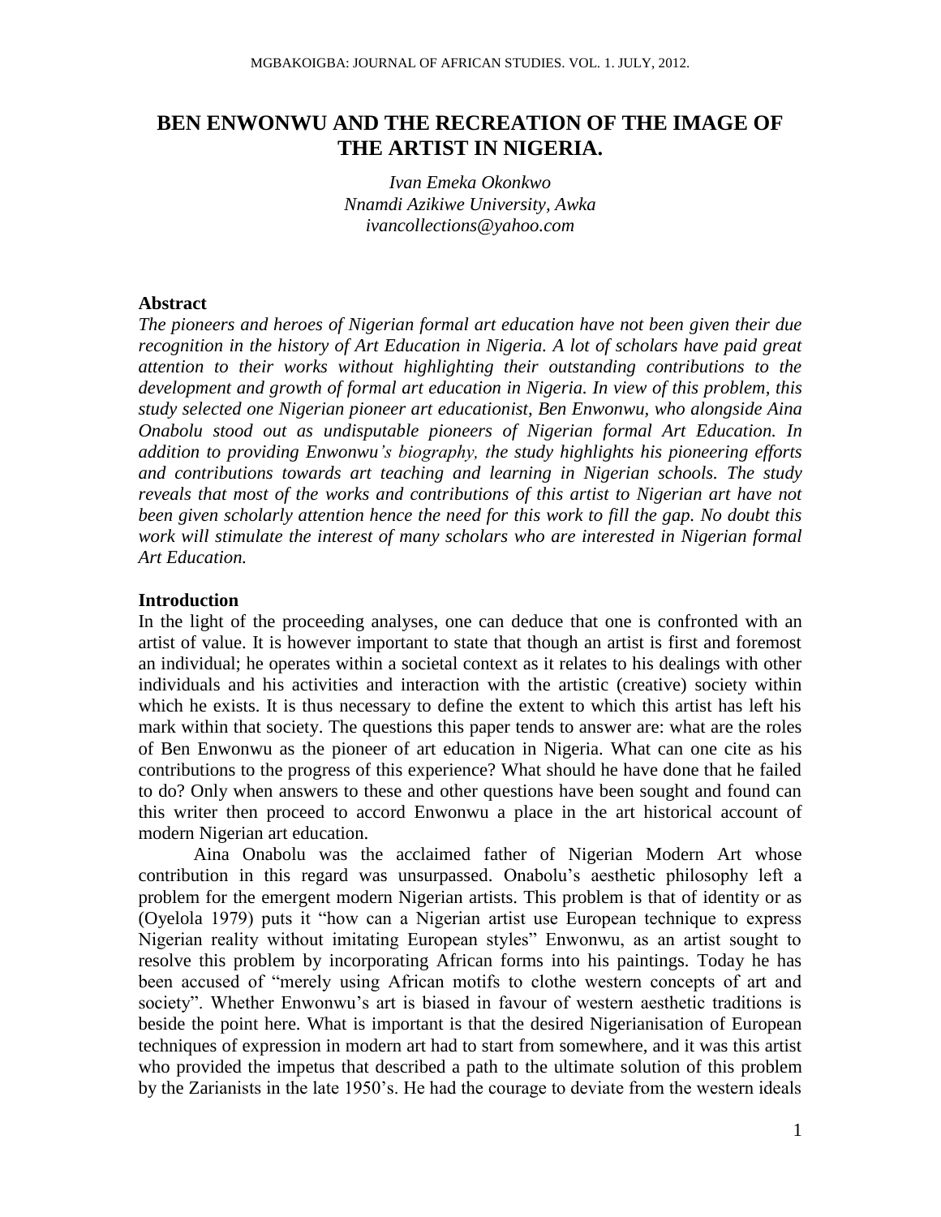# BEN ENWONWU AND THE RECREATION OF THE IMAGE OF THE ARTIST IN NIGERIA.

*Ivan Emeka Okonkwo*
*Nnamdi Azikiwe University, Awka*
*ivancollections@yahoo.com*

### Abstract

*The pioneers and heroes of Nigerian formal art education have not been given their due recognition in the history of Art Education in Nigeria. A lot of scholars have paid great attention to their works without highlighting their outstanding contributions to the development and growth of formal art education in Nigeria. In view of this problem, this study selected one Nigerian pioneer art educationist, Ben Enwonwu, who alongside Aina Onabolu stood out as undisputable pioneers of Nigerian formal Art Education. In addition to providing Enwonwu's biography, the study highlights his pioneering efforts and contributions towards art teaching and learning in Nigerian schools. The study reveals that most of the works and contributions of this artist to Nigerian art have not been given scholarly attention hence the need for this work to fill the gap. No doubt this work will stimulate the interest of many scholars who are interested in Nigerian formal Art Education.*

### Introduction

In the light of the proceeding analyses, one can deduce that one is confronted with an artist of value. It is however important to state that though an artist is first and foremost an individual; he operates within a societal context as it relates to his dealings with other individuals and his activities and interaction with the artistic (creative) society within which he exists. It is thus necessary to define the extent to which this artist has left his mark within that society. The questions this paper tends to answer are: what are the roles of Ben Enwonwu as the pioneer of art education in Nigeria. What can one cite as his contributions to the progress of this experience? What should he have done that he failed to do? Only when answers to these and other questions have been sought and found can this writer then proceed to accord Enwonwu a place in the art historical account of modern Nigerian art education.

Aina Onabolu was the acclaimed father of Nigerian Modern Art whose contribution in this regard was unsurpassed. Onabolu's aesthetic philosophy left a problem for the emergent modern Nigerian artists. This problem is that of identity or as (Oyelola 1979) puts it "how can a Nigerian artist use European technique to express Nigerian reality without imitating European styles" Enwonwu, as an artist sought to resolve this problem by incorporating African forms into his paintings. Today he has been accused of "merely using African motifs to clothe western concepts of art and society". Whether Enwonwu's art is biased in favour of western aesthetic traditions is beside the point here. What is important is that the desired Nigerianisation of European techniques of expression in modern art had to start from somewhere, and it was this artist who provided the impetus that described a path to the ultimate solution of this problem by the Zarianists in the late 1950's. He had the courage to deviate from the western ideals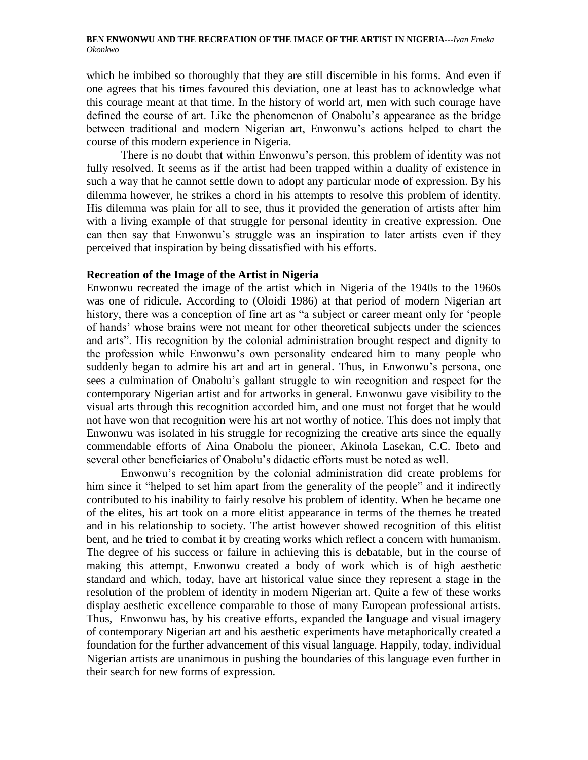which he imbibed so thoroughly that they are still discernible in his forms. And even if one agrees that his times favoured this deviation, one at least has to acknowledge what this courage meant at that time. In the history of world art, men with such courage have defined the course of art. Like the phenomenon of Onabolu's appearance as the bridge between traditional and modern Nigerian art, Enwonwu's actions helped to chart the course of this modern experience in Nigeria.

There is no doubt that within Enwonwu's person, this problem of identity was not fully resolved. It seems as if the artist had been trapped within a duality of existence in such a way that he cannot settle down to adopt any particular mode of expression. By his dilemma however, he strikes a chord in his attempts to resolve this problem of identity. His dilemma was plain for all to see, thus it provided the generation of artists after him with a living example of that struggle for personal identity in creative expression. One can then say that Enwonwu's struggle was an inspiration to later artists even if they perceived that inspiration by being dissatisfied with his efforts.

**Recreation of the Image of the Artist in Nigeria**

Enwonwu recreated the image of the artist which in Nigeria of the 1940s to the 1960s was one of ridicule. According to (Oloidi 1986) at that period of modern Nigerian art history, there was a conception of fine art as "a subject or career meant only for 'people of hands' whose brains were not meant for other theoretical subjects under the sciences and arts". His recognition by the colonial administration brought respect and dignity to the profession while Enwonwu's own personality endeared him to many people who suddenly began to admire his art and art in general. Thus, in Enwonwu's persona, one sees a culmination of Onabolu's gallant struggle to win recognition and respect for the contemporary Nigerian artist and for artworks in general. Enwonwu gave visibility to the visual arts through this recognition accorded him, and one must not forget that he would not have won that recognition were his art not worthy of notice. This does not imply that Enwonwu was isolated in his struggle for recognizing the creative arts since the equally commendable efforts of Aina Onabolu the pioneer, Akinola Lasekan, C.C. Ibeto and several other beneficiaries of Onabolu's didactic efforts must be noted as well.

Enwonwu's recognition by the colonial administration did create problems for him since it "helped to set him apart from the generality of the people" and it indirectly contributed to his inability to fairly resolve his problem of identity. When he became one of the elites, his art took on a more elitist appearance in terms of the themes he treated and in his relationship to society. The artist however showed recognition of this elitist bent, and he tried to combat it by creating works which reflect a concern with humanism. The degree of his success or failure in achieving this is debatable, but in the course of making this attempt, Enwonwu created a body of work which is of high aesthetic standard and which, today, have art historical value since they represent a stage in the resolution of the problem of identity in modern Nigerian art. Quite a few of these works display aesthetic excellence comparable to those of many European professional artists. Thus, Enwonwu has, by his creative efforts, expanded the language and visual imagery of contemporary Nigerian art and his aesthetic experiments have metaphorically created a foundation for the further advancement of this visual language. Happily, today, individual Nigerian artists are unanimous in pushing the boundaries of this language even further in their search for new forms of expression.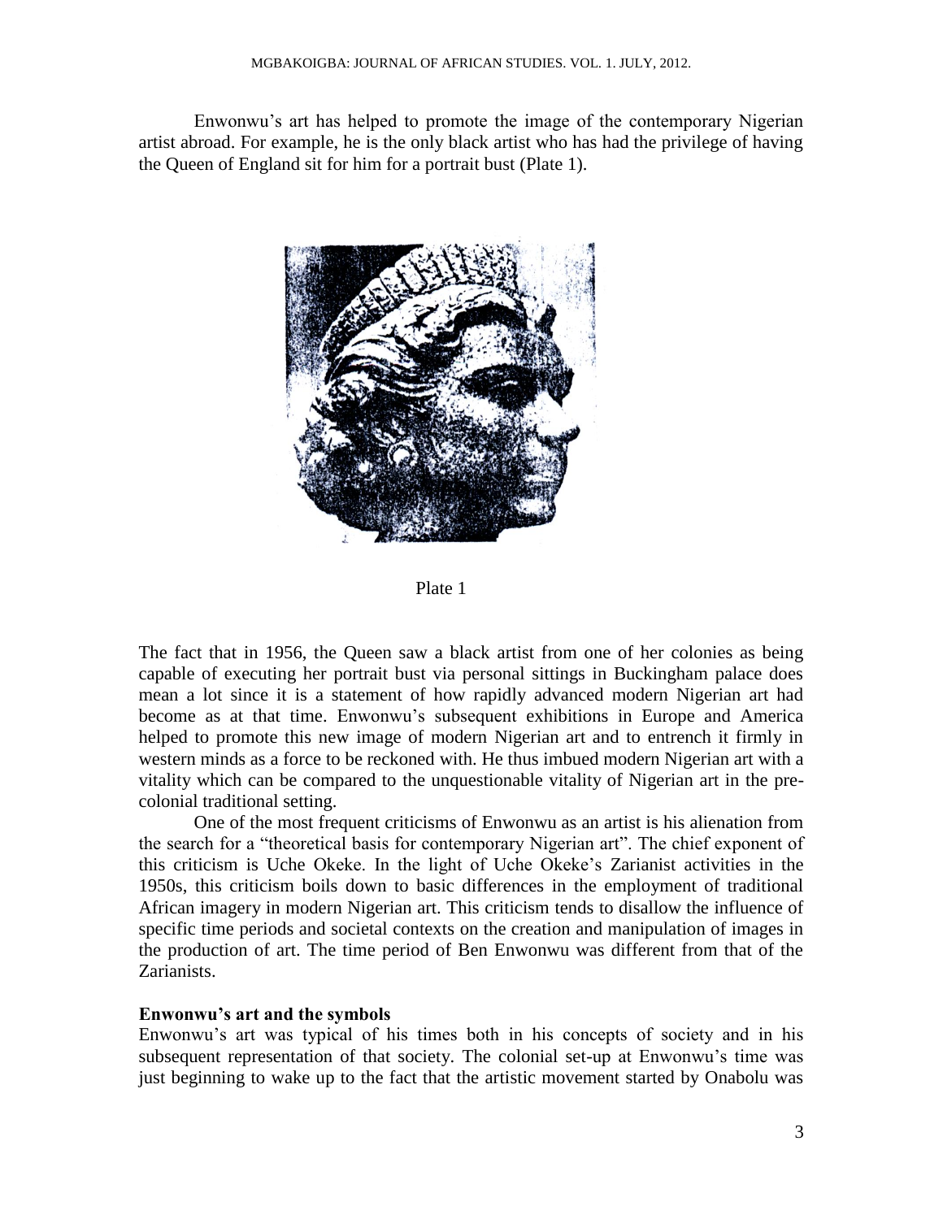Enwonwu's art has helped to promote the image of the contemporary Nigerian artist abroad. For example, he is the only black artist who has had the privilege of having the Queen of England sit for him for a portrait bust (Plate 1).

Plate 1

The fact that in 1956, the Queen saw a black artist from one of her colonies as being capable of executing her portrait bust via personal sittings in Buckingham palace does mean a lot since it is a statement of how rapidly advanced modern Nigerian art had become as at that time. Enwonwu's subsequent exhibitions in Europe and America helped to promote this new image of modern Nigerian art and to entrench it firmly in western minds as a force to be reckoned with. He thus imbued modern Nigerian art with a vitality which can be compared to the unquestionable vitality of Nigerian art in the pre-colonial traditional setting.

One of the most frequent criticisms of Enwonwu as an artist is his alienation from the search for a "theoretical basis for contemporary Nigerian art". The chief exponent of this criticism is Uche Okeke. In the light of Uche Okeke's Zarianist activities in the 1950s, this criticism boils down to basic differences in the employment of traditional African imagery in modern Nigerian art. This criticism tends to disallow the influence of specific time periods and societal contexts on the creation and manipulation of images in the production of art. The time period of Ben Enwonwu was different from that of the Zarianists.

**Enwonwu's art and the symbols**

Enwonwu's art was typical of his times both in his concepts of society and in his subsequent representation of that society. The colonial set-up at Enwonwu's time was just beginning to wake up to the fact that the artistic movement started by Onabolu was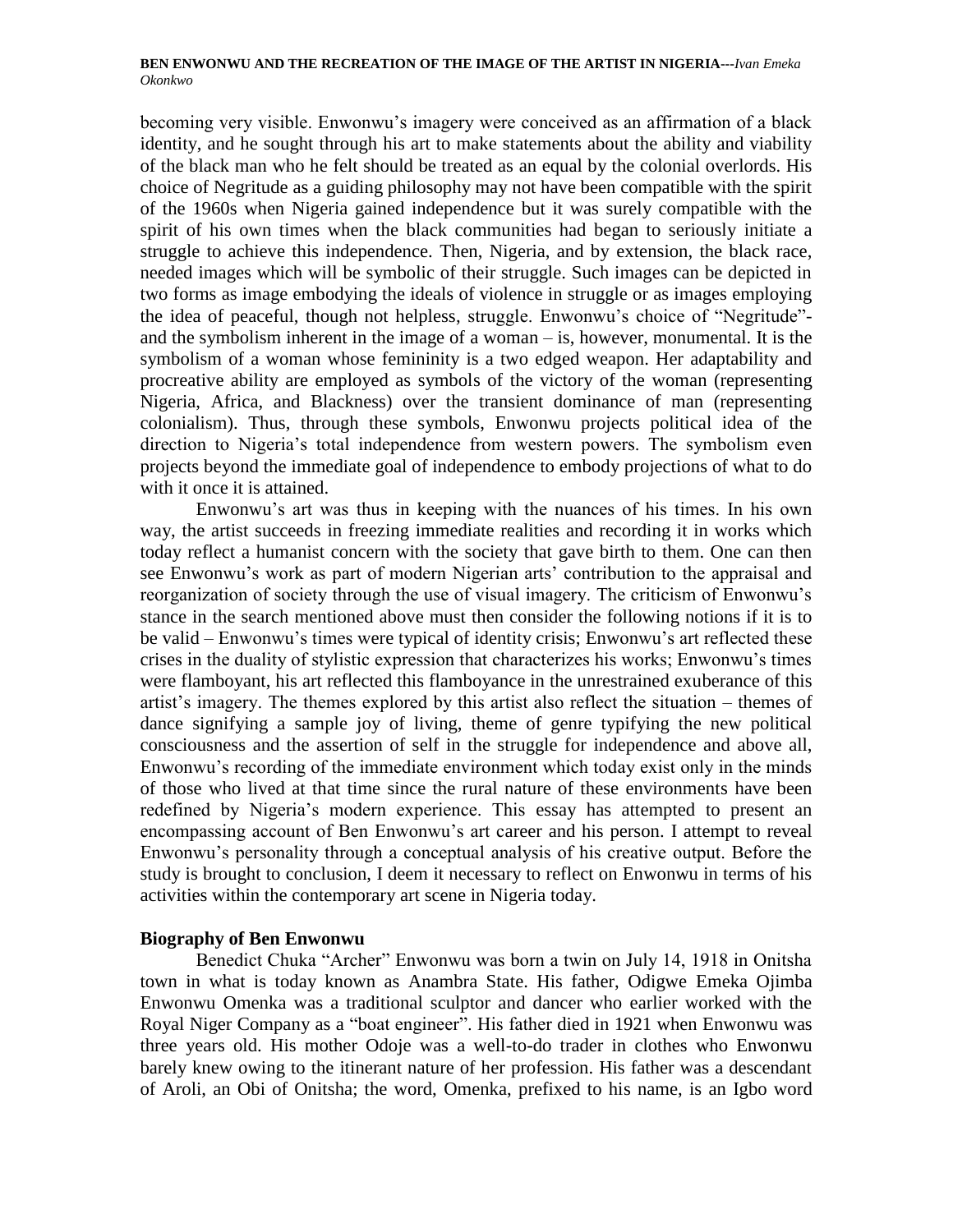becoming very visible. Enwonwu's imagery were conceived as an affirmation of a black identity, and he sought through his art to make statements about the ability and viability of the black man who he felt should be treated as an equal by the colonial overlords. His choice of Negritude as a guiding philosophy may not have been compatible with the spirit of the 1960s when Nigeria gained independence but it was surely compatible with the spirit of his own times when the black communities had began to seriously initiate a struggle to achieve this independence. Then, Nigeria, and by extension, the black race, needed images which will be symbolic of their struggle. Such images can be depicted in two forms as image embodying the ideals of violence in struggle or as images employing the idea of peaceful, though not helpless, struggle. Enwonwu's choice of "Negritude"- and the symbolism inherent in the image of a woman – is, however, monumental. It is the symbolism of a woman whose femininity is a two edged weapon. Her adaptability and procreative ability are employed as symbols of the victory of the woman (representing Nigeria, Africa, and Blackness) over the transient dominance of man (representing colonialism). Thus, through these symbols, Enwonwu projects political idea of the direction to Nigeria's total independence from western powers. The symbolism even projects beyond the immediate goal of independence to embody projections of what to do with it once it is attained.

Enwonwu's art was thus in keeping with the nuances of his times. In his own way, the artist succeeds in freezing immediate realities and recording it in works which today reflect a humanist concern with the society that gave birth to them. One can then see Enwonwu's work as part of modern Nigerian arts' contribution to the appraisal and reorganization of society through the use of visual imagery. The criticism of Enwonwu's stance in the search mentioned above must then consider the following notions if it is to be valid – Enwonwu's times were typical of identity crisis; Enwonwu's art reflected these crises in the duality of stylistic expression that characterizes his works; Enwonwu's times were flamboyant, his art reflected this flamboyance in the unrestrained exuberance of this artist's imagery. The themes explored by this artist also reflect the situation – themes of dance signifying a sample joy of living, theme of genre typifying the new political consciousness and the assertion of self in the struggle for independence and above all, Enwonwu's recording of the immediate environment which today exist only in the minds of those who lived at that time since the rural nature of these environments have been redefined by Nigeria's modern experience. This essay has attempted to present an encompassing account of Ben Enwonwu's art career and his person. I attempt to reveal Enwonwu's personality through a conceptual analysis of his creative output. Before the study is brought to conclusion, I deem it necessary to reflect on Enwonwu in terms of his activities within the contemporary art scene in Nigeria today.

## Biography of Ben Enwonwu

Benedict Chuka "Archer" Enwonwu was born a twin on July 14, 1918 in Onitsha town in what is today known as Anambra State. His father, Odigwe Emeka Ojimba Enwonwu Omenka was a traditional sculptor and dancer who earlier worked with the Royal Niger Company as a "boat engineer". His father died in 1921 when Enwonwu was three years old. His mother Odoje was a well-to-do trader in clothes who Enwonwu barely knew owing to the itinerant nature of her profession. His father was a descendant of Aroli, an Obi of Onitsha; the word, Omenka, prefixed to his name, is an Igbo word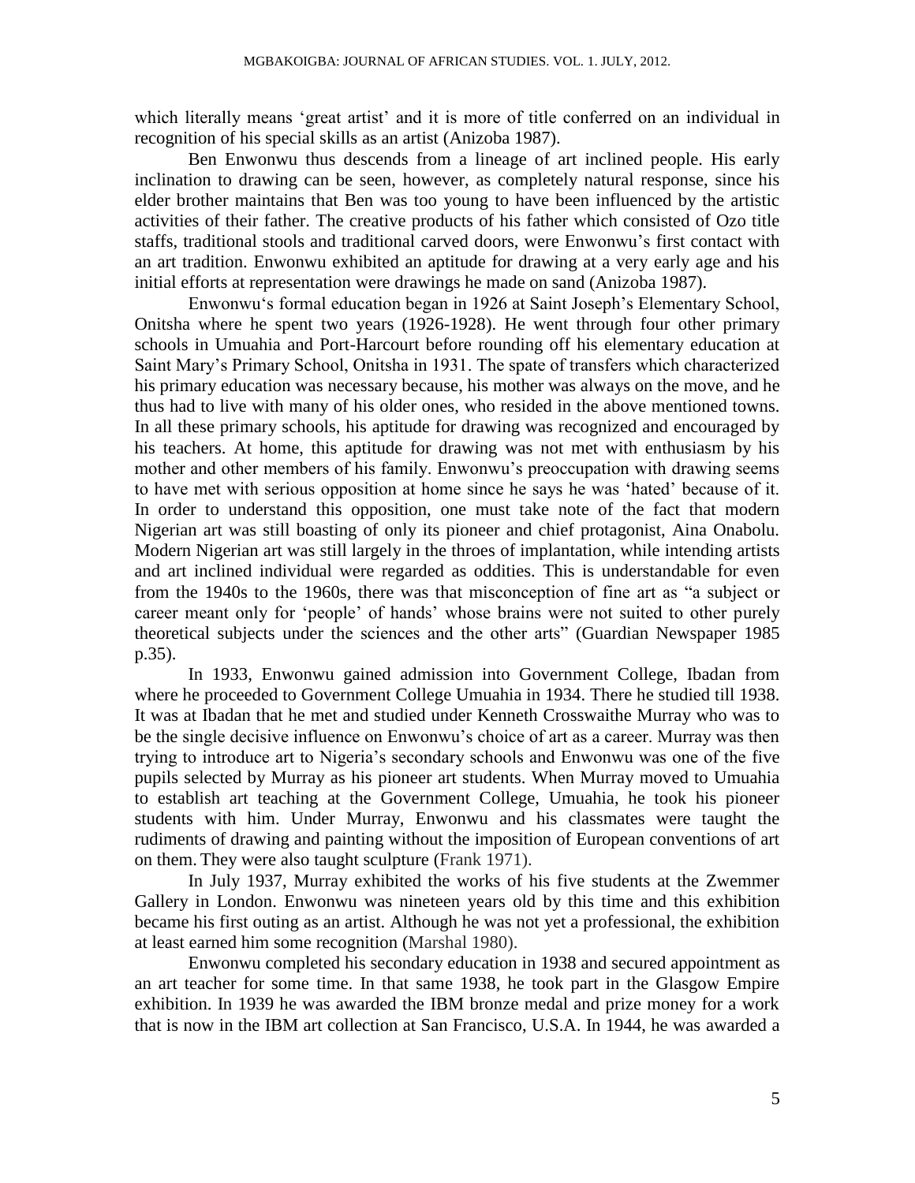which literally means 'great artist' and it is more of title conferred on an individual in recognition of his special skills as an artist (Anizoba 1987).

Ben Enwonwu thus descends from a lineage of art inclined people. His early inclination to drawing can be seen, however, as completely natural response, since his elder brother maintains that Ben was too young to have been influenced by the artistic activities of their father. The creative products of his father which consisted of Ozo title staffs, traditional stools and traditional carved doors, were Enwonwu's first contact with an art tradition. Enwonwu exhibited an aptitude for drawing at a very early age and his initial efforts at representation were drawings he made on sand (Anizoba 1987).

Enwonwu's formal education began in 1926 at Saint Joseph's Elementary School, Onitsha where he spent two years (1926-1928). He went through four other primary schools in Umuahia and Port-Harcourt before rounding off his elementary education at Saint Mary's Primary School, Onitsha in 1931. The spate of transfers which characterized his primary education was necessary because, his mother was always on the move, and he thus had to live with many of his older ones, who resided in the above mentioned towns. In all these primary schools, his aptitude for drawing was recognized and encouraged by his teachers. At home, this aptitude for drawing was not met with enthusiasm by his mother and other members of his family. Enwonwu's preoccupation with drawing seems to have met with serious opposition at home since he says he was 'hated' because of it. In order to understand this opposition, one must take note of the fact that modern Nigerian art was still boasting of only its pioneer and chief protagonist, Aina Onabolu. Modern Nigerian art was still largely in the throes of implantation, while intending artists and art inclined individual were regarded as oddities. This is understandable for even from the 1940s to the 1960s, there was that misconception of fine art as "a subject or career meant only for 'people' of hands' whose brains were not suited to other purely theoretical subjects under the sciences and the other arts" (Guardian Newspaper 1985 p.35).

In 1933, Enwonwu gained admission into Government College, Ibadan from where he proceeded to Government College Umuahia in 1934. There he studied till 1938. It was at Ibadan that he met and studied under Kenneth Crosswaithe Murray who was to be the single decisive influence on Enwonwu's choice of art as a career. Murray was then trying to introduce art to Nigeria's secondary schools and Enwonwu was one of the five pupils selected by Murray as his pioneer art students. When Murray moved to Umuahia to establish art teaching at the Government College, Umuahia, he took his pioneer students with him. Under Murray, Enwonwu and his classmates were taught the rudiments of drawing and painting without the imposition of European conventions of art on them. They were also taught sculpture (Frank 1971).

In July 1937, Murray exhibited the works of his five students at the Zwemmer Gallery in London. Enwonwu was nineteen years old by this time and this exhibition became his first outing as an artist. Although he was not yet a professional, the exhibition at least earned him some recognition (Marshal 1980).

Enwonwu completed his secondary education in 1938 and secured appointment as an art teacher for some time. In that same 1938, he took part in the Glasgow Empire exhibition. In 1939 he was awarded the IBM bronze medal and prize money for a work that is now in the IBM art collection at San Francisco, U.S.A. In 1944, he was awarded a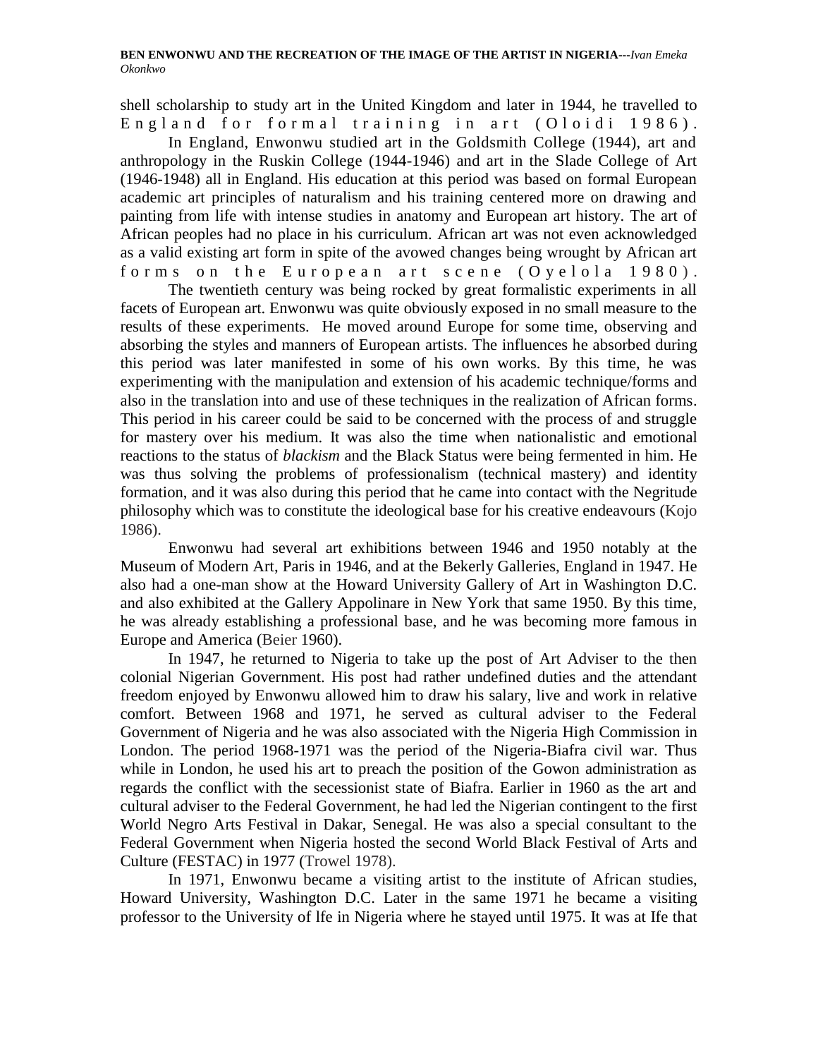shell scholarship to study art in the United Kingdom and later in 1944, he travelled to England for formal training in art (Oloidi 1986).

In England, Enwonwu studied art in the Goldsmith College (1944), art and anthropology in the Ruskin College (1944-1946) and art in the Slade College of Art (1946-1948) all in England. His education at this period was based on formal European academic art principles of naturalism and his training centered more on drawing and painting from life with intense studies in anatomy and European art history. The art of African peoples had no place in his curriculum. African art was not even acknowledged as a valid existing art form in spite of the avowed changes being wrought by African art forms on the European art scene (Oyelola 1980).

The twentieth century was being rocked by great formalistic experiments in all facets of European art. Enwonwu was quite obviously exposed in no small measure to the results of these experiments. He moved around Europe for some time, observing and absorbing the styles and manners of European artists. The influences he absorbed during this period was later manifested in some of his own works. By this time, he was experimenting with the manipulation and extension of his academic technique/forms and also in the translation into and use of these techniques in the realization of African forms. This period in his career could be said to be concerned with the process of and struggle for mastery over his medium. It was also the time when nationalistic and emotional reactions to the status of *blackism* and the Black Status were being fermented in him. He was thus solving the problems of professionalism (technical mastery) and identity formation, and it was also during this period that he came into contact with the Negritude philosophy which was to constitute the ideological base for his creative endeavours (Kojo 1986).

Enwonwu had several art exhibitions between 1946 and 1950 notably at the Museum of Modern Art, Paris in 1946, and at the Bekerly Galleries, England in 1947. He also had a one-man show at the Howard University Gallery of Art in Washington D.C. and also exhibited at the Gallery Appolinare in New York that same 1950. By this time, he was already establishing a professional base, and he was becoming more famous in Europe and America (Beier 1960).

In 1947, he returned to Nigeria to take up the post of Art Adviser to the then colonial Nigerian Government. His post had rather undefined duties and the attendant freedom enjoyed by Enwonwu allowed him to draw his salary, live and work in relative comfort. Between 1968 and 1971, he served as cultural adviser to the Federal Government of Nigeria and he was also associated with the Nigeria High Commission in London. The period 1968-1971 was the period of the Nigeria-Biafra civil war. Thus while in London, he used his art to preach the position of the Gowon administration as regards the conflict with the secessionist state of Biafra. Earlier in 1960 as the art and cultural adviser to the Federal Government, he had led the Nigerian contingent to the first World Negro Arts Festival in Dakar, Senegal. He was also a special consultant to the Federal Government when Nigeria hosted the second World Black Festival of Arts and Culture (FESTAC) in 1977 (Trowel 1978).

In 1971, Enwonwu became a visiting artist to the institute of African studies, Howard University, Washington D.C. Later in the same 1971 he became a visiting professor to the University of lfe in Nigeria where he stayed until 1975. It was at Ife that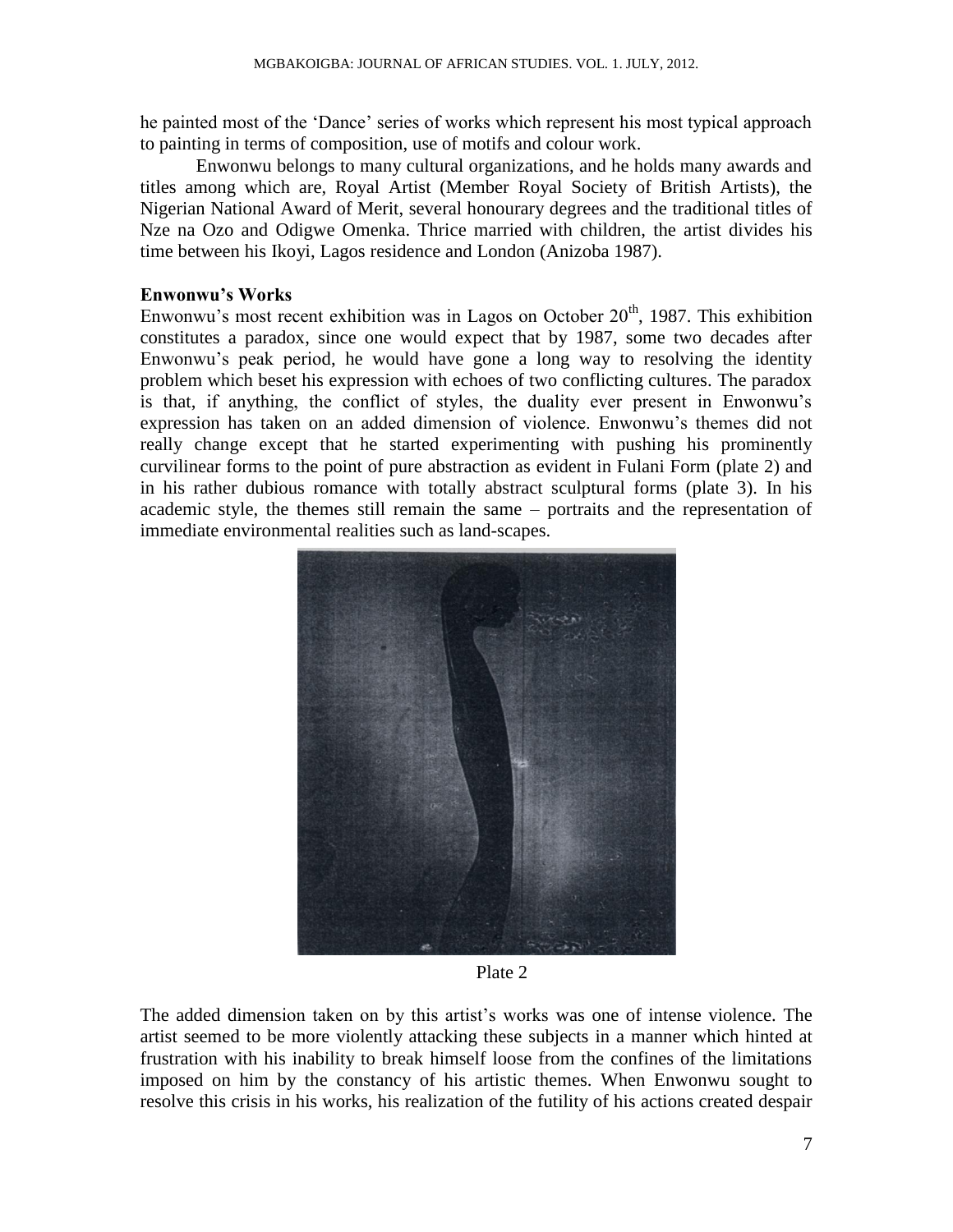he painted most of the 'Dance' series of works which represent his most typical approach to painting in terms of composition, use of motifs and colour work.

Enwonwu belongs to many cultural organizations, and he holds many awards and titles among which are, Royal Artist (Member Royal Society of British Artists), the Nigerian National Award of Merit, several honourary degrees and the traditional titles of Nze na Ozo and Odigwe Omenka. Thrice married with children, the artist divides his time between his Ikoyi, Lagos residence and London (Anizoba 1987).

### Enwonwu's Works

Enwonwu's most recent exhibition was in Lagos on October 20th, 1987. This exhibition constitutes a paradox, since one would expect that by 1987, some two decades after Enwonwu's peak period, he would have gone a long way to resolving the identity problem which beset his expression with echoes of two conflicting cultures. The paradox is that, if anything, the conflict of styles, the duality ever present in Enwonwu's expression has taken on an added dimension of violence. Enwonwu's themes did not really change except that he started experimenting with pushing his prominently curvilinear forms to the point of pure abstraction as evident in Fulani Form (plate 2) and in his rather dubious romance with totally abstract sculptural forms (plate 3). In his academic style, the themes still remain the same – portraits and the representation of immediate environmental realities such as land-scapes.

Plate 2

The added dimension taken on by this artist's works was one of intense violence. The artist seemed to be more violently attacking these subjects in a manner which hinted at frustration with his inability to break himself loose from the confines of the limitations imposed on him by the constancy of his artistic themes. When Enwonwu sought to resolve this crisis in his works, his realization of the futility of his actions created despair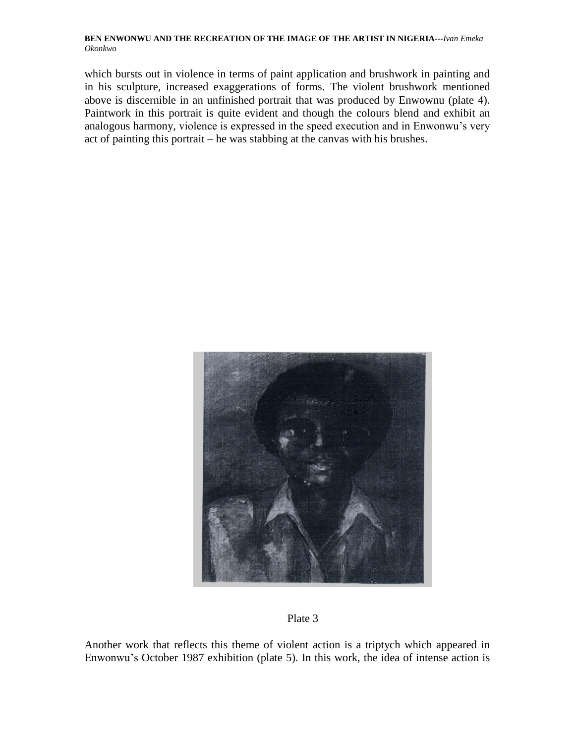which bursts out in violence in terms of paint application and brushwork in painting and in his sculpture, increased exaggerations of forms. The violent brushwork mentioned above is discernible in an unfinished portrait that was produced by Enwownu (plate 4). Paintwork in this portrait is quite evident and though the colours blend and exhibit an analogous harmony, violence is expressed in the speed execution and in Enwonwu's very act of painting this portrait – he was stabbing at the canvas with his brushes.

Plate 3

Another work that reflects this theme of violent action is a triptych which appeared in Enwonwu's October 1987 exhibition (plate 5). In this work, the idea of intense action is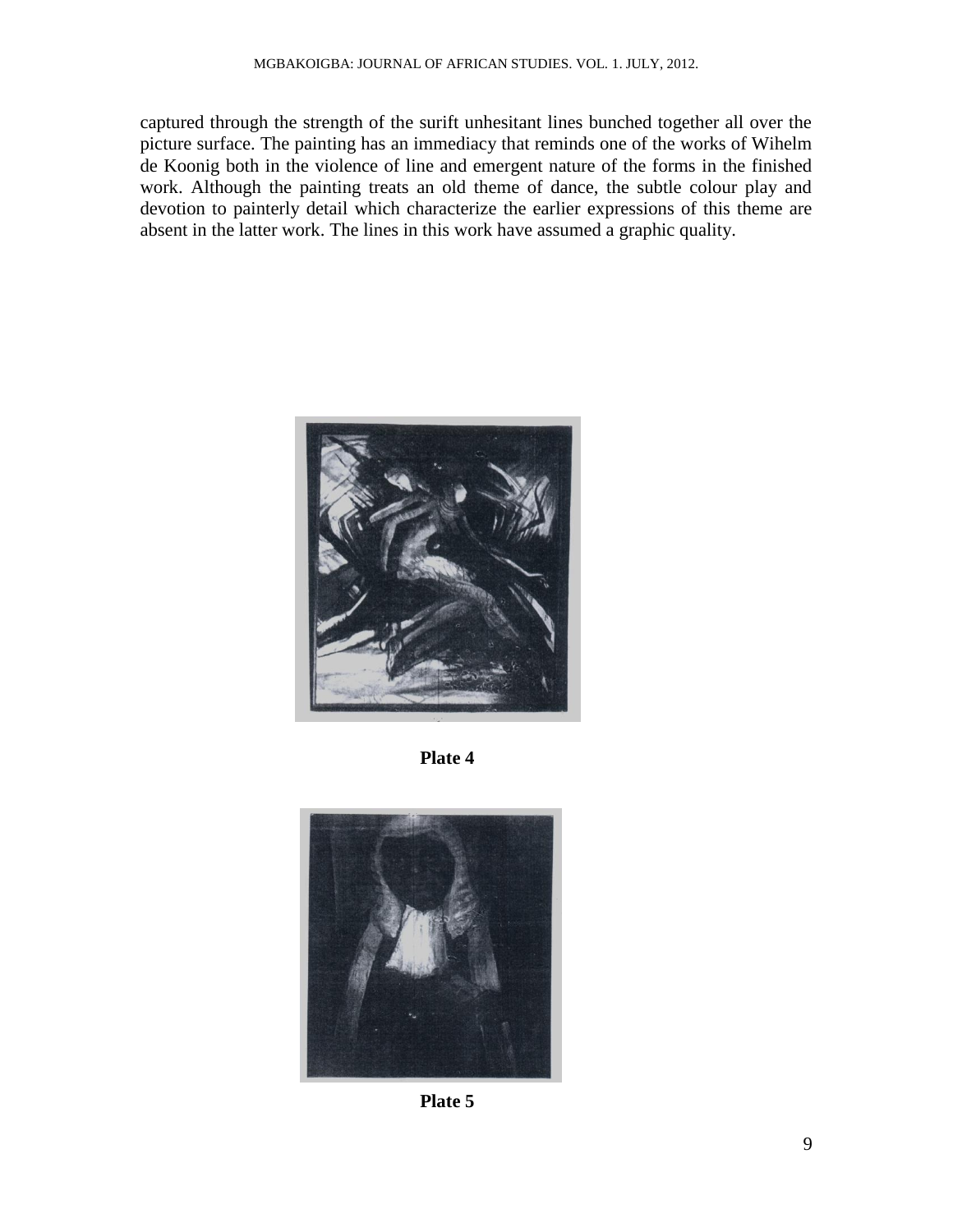captured through the strength of the surift unhesitant lines bunched together all over the picture surface. The painting has an immediacy that reminds one of the works of Wihelm de Koonig both in the violence of line and emergent nature of the forms in the finished work. Although the painting treats an old theme of dance, the subtle colour play and devotion to painterly detail which characterize the earlier expressions of this theme are absent in the latter work. The lines in this work have assumed a graphic quality.

**Plate 4**

**Plate 5**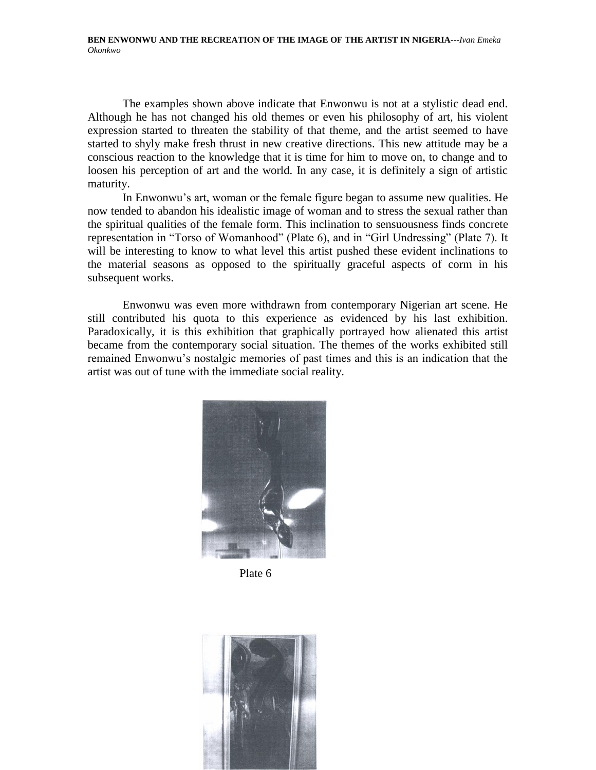The examples shown above indicate that Enwonwu is not at a stylistic dead end. Although he has not changed his old themes or even his philosophy of art, his violent expression started to threaten the stability of that theme, and the artist seemed to have started to shyly make fresh thrust in new creative directions. This new attitude may be a conscious reaction to the knowledge that it is time for him to move on, to change and to loosen his perception of art and the world. In any case, it is definitely a sign of artistic maturity.

In Enwonwu's art, woman or the female figure began to assume new qualities. He now tended to abandon his idealistic image of woman and to stress the sexual rather than the spiritual qualities of the female form. This inclination to sensuousness finds concrete representation in "Torso of Womanhood" (Plate 6), and in "Girl Undressing" (Plate 7). It will be interesting to know to what level this artist pushed these evident inclinations to the material seasons as opposed to the spiritually graceful aspects of corm in his subsequent works.

Enwonwu was even more withdrawn from contemporary Nigerian art scene. He still contributed his quota to this experience as evidenced by his last exhibition. Paradoxically, it is this exhibition that graphically portrayed how alienated this artist became from the contemporary social situation. The themes of the works exhibited still remained Enwonwu's nostalgic memories of past times and this is an indication that the artist was out of tune with the immediate social reality.

Plate 6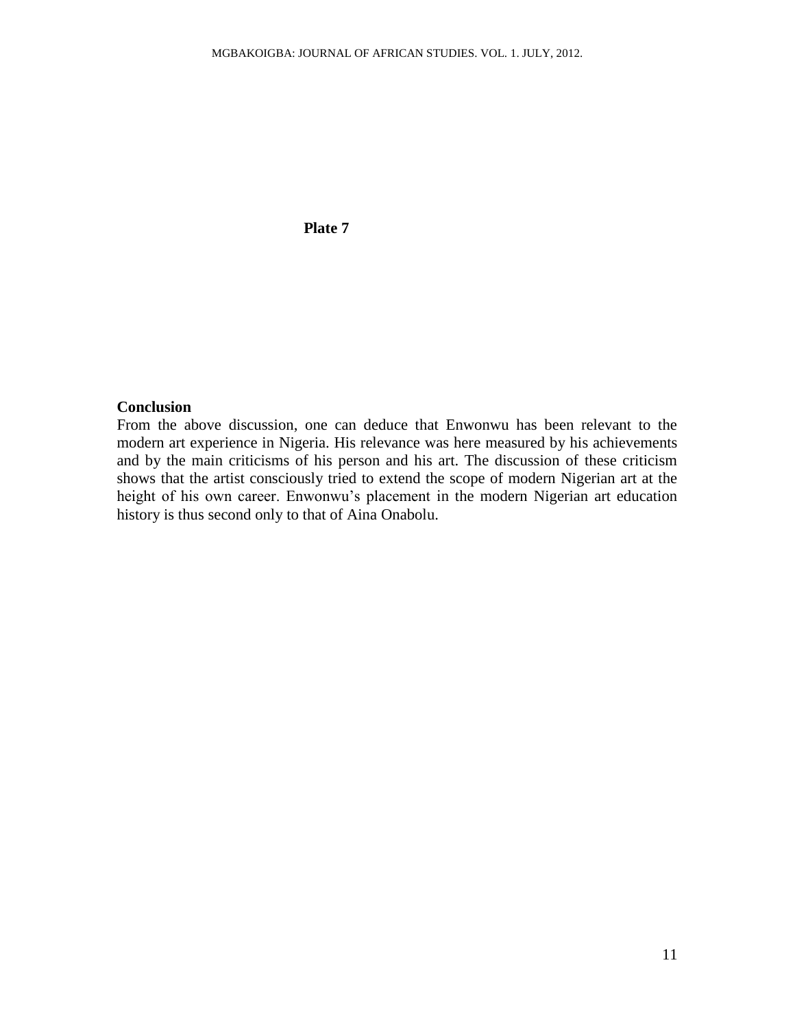**Plate 7**

## Conclusion

From the above discussion, one can deduce that Enwonwu has been relevant to the modern art experience in Nigeria. His relevance was here measured by his achievements and by the main criticisms of his person and his art. The discussion of these criticism shows that the artist consciously tried to extend the scope of modern Nigerian art at the height of his own career. Enwonwu's placement in the modern Nigerian art education history is thus second only to that of Aina Onabolu.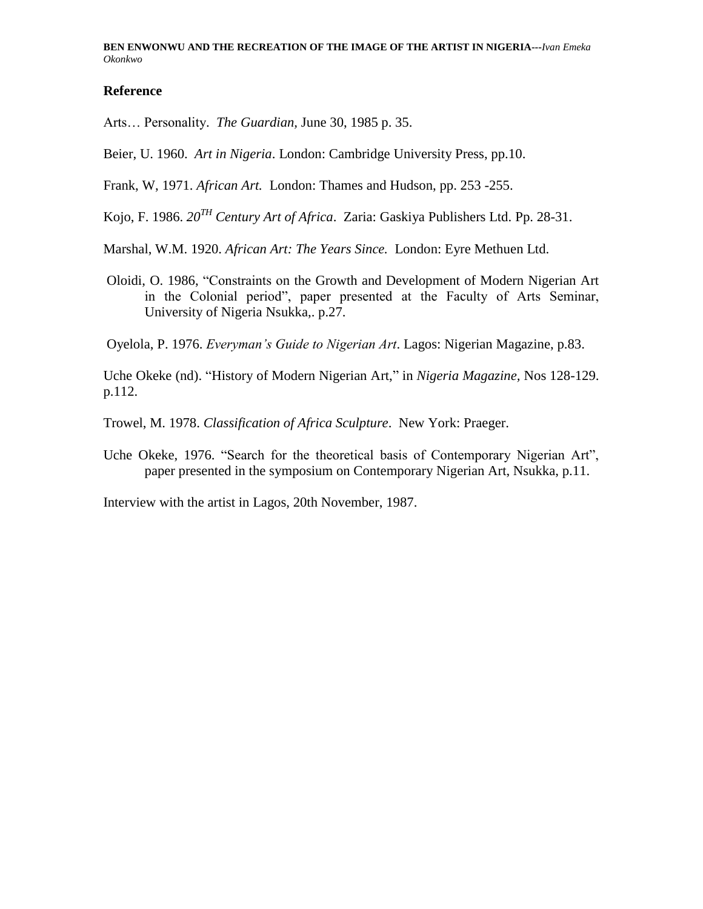## Reference

Arts… Personality. *The Guardian*, June 30, 1985 p. 35.

Beier, U. 1960. *Art in Nigeria*. London: Cambridge University Press, pp.10.

Frank, W, 1971. *African Art.* London: Thames and Hudson, pp. 253 -255.

Kojo, F. 1986. *20[TH] Century Art of Africa*. Zaria: Gaskiya Publishers Ltd. Pp. 28-31.

Marshal, W.M. 1920. *African Art: The Years Since.* London: Eyre Methuen Ltd.

Oloidi, O. 1986, "Constraints on the Growth and Development of Modern Nigerian Art in the Colonial period", paper presented at the Faculty of Arts Seminar, University of Nigeria Nsukka,. p.27.

Oyelola, P. 1976. *Everyman's Guide to Nigerian Art*. Lagos: Nigerian Magazine, p.83.

Uche Okeke (nd). "History of Modern Nigerian Art," in *Nigeria Magazine*, Nos 128-129. p.112.

Trowel, M. 1978. *Classification of Africa Sculpture*. New York: Praeger.

Uche Okeke, 1976. "Search for the theoretical basis of Contemporary Nigerian Art", paper presented in the symposium on Contemporary Nigerian Art, Nsukka, p.11.

Interview with the artist in Lagos, 20th November, 1987.